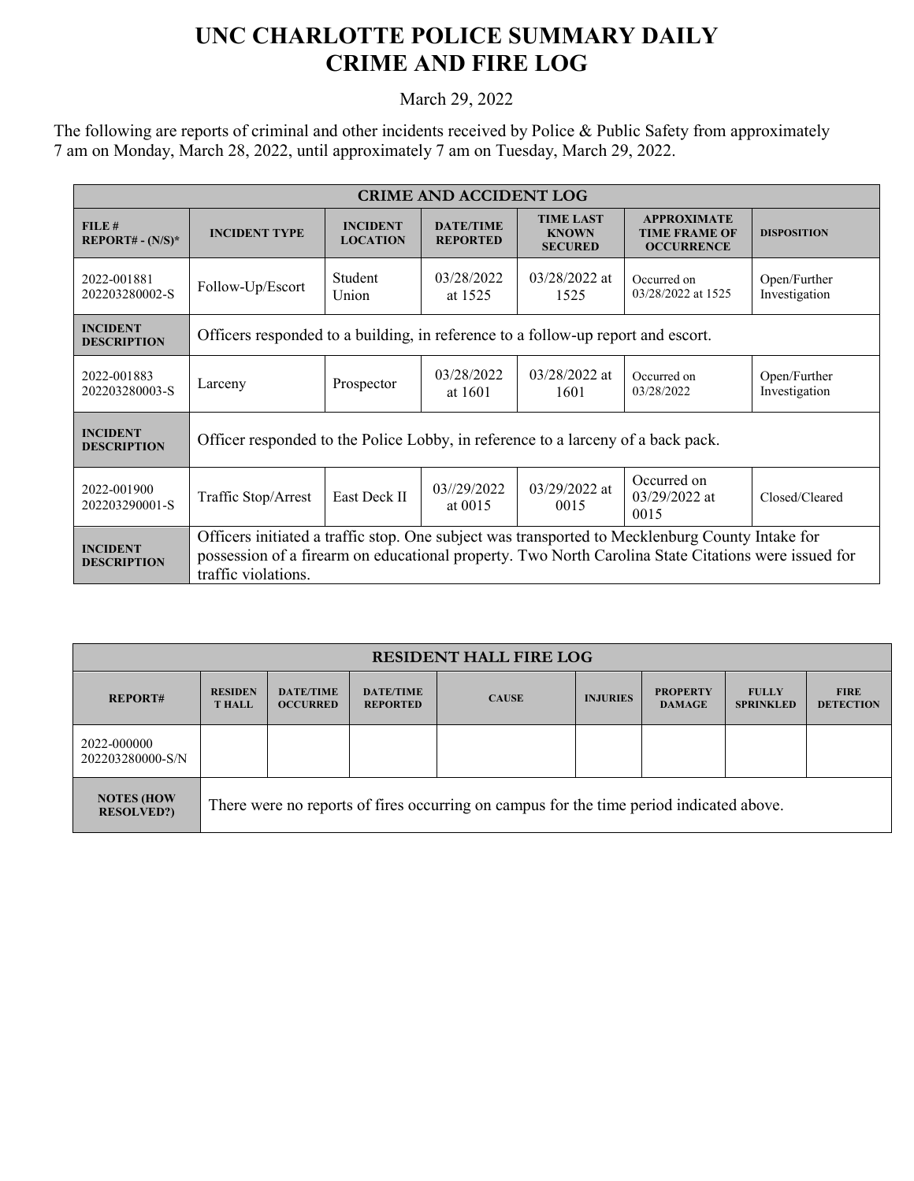# UNC CHARLOTTE POLICE SUMMARY DAILY CRIME AND FIRE LOG

March 29, 2022

The following are reports of criminal and other incidents received by Police & Public Safety from approximately 7 am on Monday, March 28, 2022, until approximately 7 am on Tuesday, March 29, 2022.

| CRIME AND ACCIDENT LOG | | | | | | |
|---|---|---|---|---|---|---|
| **FILE # REPORT# - (N/S)*** | **INCIDENT TYPE** | **INCIDENT LOCATION** | **DATE/TIME REPORTED** | **TIME LAST KNOWN SECURED** | **APPROXIMATE TIME FRAME OF OCCURRENCE** | **DISPOSITION** |
| 2022-001881 202203280002-S | Follow-Up/Escort | Student Union | 03/28/2022 at 1525 | 03/28/2022 at 1525 | Occurred on 03/28/2022 at 1525 | Open/Further Investigation |
| **INCIDENT DESCRIPTION** | Officers responded to a building, in reference to a follow-up report and escort. | | | | | |
| 2022-001883 202203280003-S | Larceny | Prospector | 03/28/2022 at 1601 | 03/28/2022 at 1601 | Occurred on 03/28/2022 | Open/Further Investigation |
| **INCIDENT DESCRIPTION** | Officer responded to the Police Lobby, in reference to a larceny of a back pack. | | | | | |
| 2022-001900 202203290001-S | Traffic Stop/Arrest | East Deck II | 03//29/2022 at 0015 | 03/29/2022 at 0015 | Occurred on 03/29/2022 at 0015 | Closed/Cleared |
| **INCIDENT DESCRIPTION** | Officers initiated a traffic stop. One subject was transported to Mecklenburg County Intake for possession of a firearm on educational property. Two North Carolina State Citations were issued for traffic violations. | | | | | |

| RESIDENT HALL FIRE LOG | | | | | | | | |
|---|---|---|---|---|---|---|---|---|
| **REPORT#** | **RESIDENT HALL** | **DATE/TIME OCCURRED** | **DATE/TIME REPORTED** | **CAUSE** | **INJURIES** | **PROPERTY DAMAGE** | **FULLY SPRINKLED** | **FIRE DETECTION** |
| 2022-000000 202203280000-S/N | | | | | | | | |
| **NOTES (HOW RESOLVED?)** | There were no reports of fires occurring on campus for the time period indicated above. | | | | | | | |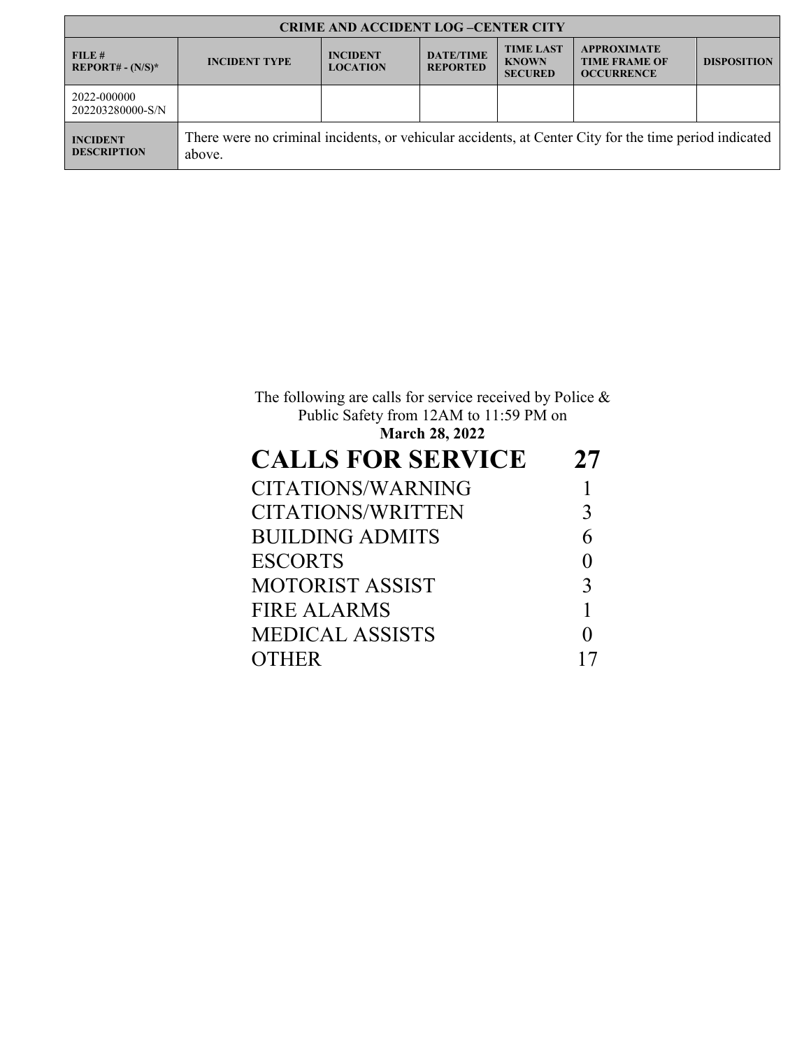| CRIME AND ACCIDENT LOG –CENTER CITY | | | | | | |
|---|---|---|---|---|---|---|
| **FILE # REPORT# - (N/S)*** | **INCIDENT TYPE** | **INCIDENT LOCATION** | **DATE/TIME REPORTED** | **TIME LAST KNOWN SECURED** | **APPROXIMATE TIME FRAME OF OCCURRENCE** | **DISPOSITION** |
| 2022-000000 202203280000-S/N | | | | | | |
| **INCIDENT DESCRIPTION** | There were no criminal incidents, or vehicular accidents, at Center City for the time period indicated above. | | | | | |

The following are calls for service received by Police & Public Safety from 12AM to 11:59 PM on
**March 28, 2022**

| | |
|---|---|
| **CALLS FOR SERVICE** | **27** |
| CITATIONS/WARNING | 1 |
| CITATIONS/WRITTEN | 3 |
| BUILDING ADMITS | 6 |
| ESCORTS | 0 |
| MOTORIST ASSIST | 3 |
| FIRE ALARMS | 1 |
| MEDICAL ASSISTS | 0 |
| OTHER | 17 |